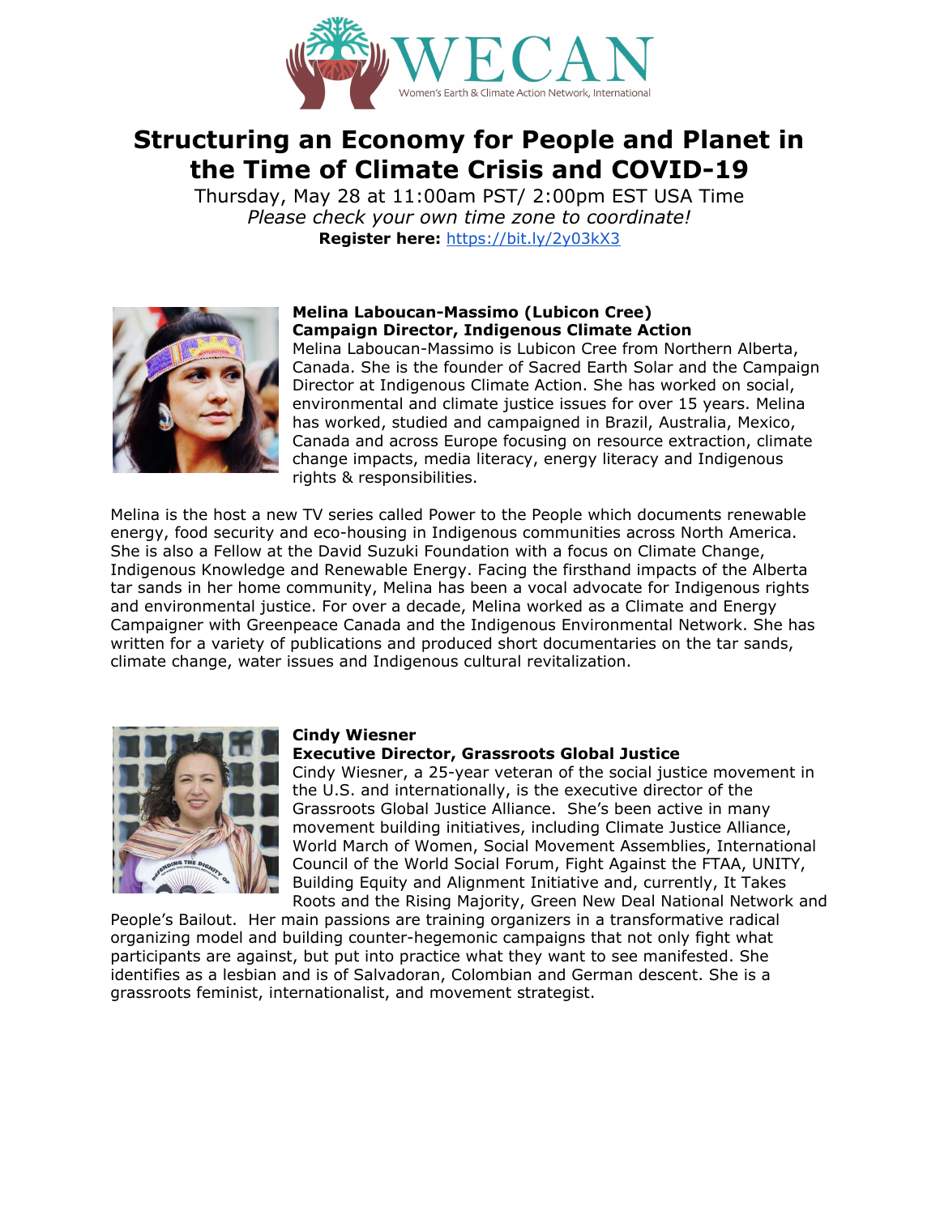WECAN

Women's Earth & Climate Action Network, International

# Structuring an Economy for People and Planet in the Time of Climate Crisis and COVID-19

Thursday, May 28 at 11:00am PST/ 2:00pm EST USA Time

*Please check your own time zone to coordinate!*

**Register here:** https://bit.ly/2y03kX3

**Melina Laboucan-Massimo (Lubicon Cree)**
**Campaign Director, Indigenous Climate Action**

Melina Laboucan-Massimo is Lubicon Cree from Northern Alberta, Canada. She is the founder of Sacred Earth Solar and the Campaign Director at Indigenous Climate Action. She has worked on social, environmental and climate justice issues for over 15 years. Melina has worked, studied and campaigned in Brazil, Australia, Mexico, Canada and across Europe focusing on resource extraction, climate change impacts, media literacy, energy literacy and Indigenous rights & responsibilities.

Melina is the host a new TV series called Power to the People which documents renewable energy, food security and eco-housing in Indigenous communities across North America. She is also a Fellow at the David Suzuki Foundation with a focus on Climate Change, Indigenous Knowledge and Renewable Energy. Facing the firsthand impacts of the Alberta tar sands in her home community, Melina has been a vocal advocate for Indigenous rights and environmental justice. For over a decade, Melina worked as a Climate and Energy Campaigner with Greenpeace Canada and the Indigenous Environmental Network. She has written for a variety of publications and produced short documentaries on the tar sands, climate change, water issues and Indigenous cultural revitalization.

**Cindy Wiesner**
**Executive Director, Grassroots Global Justice**

Cindy Wiesner, a 25-year veteran of the social justice movement in the U.S. and internationally, is the executive director of the Grassroots Global Justice Alliance. She's been active in many movement building initiatives, including Climate Justice Alliance, World March of Women, Social Movement Assemblies, International Council of the World Social Forum, Fight Against the FTAA, UNITY, Building Equity and Alignment Initiative and, currently, It Takes Roots and the Rising Majority, Green New Deal National Network and People's Bailout. Her main passions are training organizers in a transformative radical organizing model and building counter-hegemonic campaigns that not only fight what participants are against, but put into practice what they want to see manifested. She identifies as a lesbian and is of Salvadoran, Colombian and German descent. She is a grassroots feminist, internationalist, and movement strategist.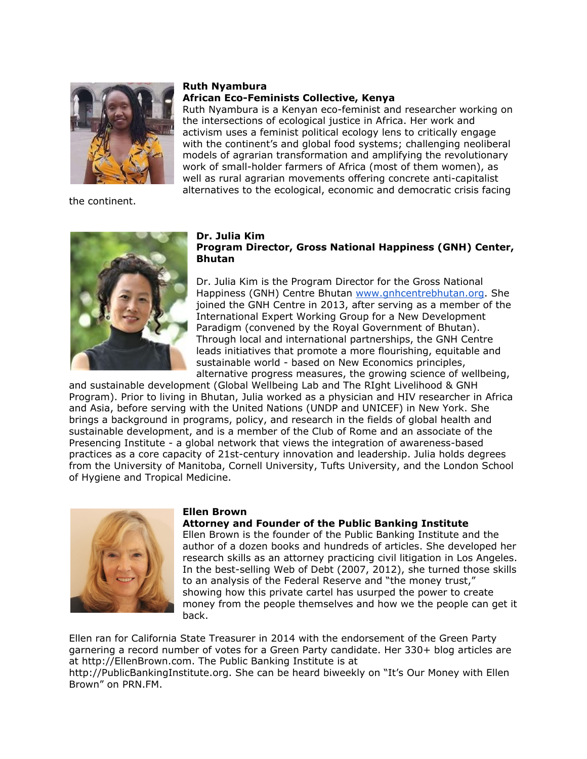**Ruth Nyambura**
**African Eco-Feminists Collective, Kenya**

Ruth Nyambura is a Kenyan eco-feminist and researcher working on the intersections of ecological justice in Africa. Her work and activism uses a feminist political ecology lens to critically engage with the continent's and global food systems; challenging neoliberal models of agrarian transformation and amplifying the revolutionary work of small-holder farmers of Africa (most of them women), as well as rural agrarian movements offering concrete anti-capitalist alternatives to the ecological, economic and democratic crisis facing the continent.

**Dr. Julia Kim**
**Program Director, Gross National Happiness (GNH) Center, Bhutan**

Dr. Julia Kim is the Program Director for the Gross National Happiness (GNH) Centre Bhutan [www.gnhcentrebhutan.org](http://www.gnhcentrebhutan.org). She joined the GNH Centre in 2013, after serving as a member of the International Expert Working Group for a New Development Paradigm (convened by the Royal Government of Bhutan). Through local and international partnerships, the GNH Centre leads initiatives that promote a more flourishing, equitable and sustainable world - based on New Economics principles, alternative progress measures, the growing science of wellbeing, and sustainable development (Global Wellbeing Lab and The RIght Livelihood & GNH Program). Prior to living in Bhutan, Julia worked as a physician and HIV researcher in Africa and Asia, before serving with the United Nations (UNDP and UNICEF) in New York. She brings a background in programs, policy, and research in the fields of global health and sustainable development, and is a member of the Club of Rome and an associate of the Presencing Institute - a global network that views the integration of awareness-based practices as a core capacity of 21st-century innovation and leadership. Julia holds degrees from the University of Manitoba, Cornell University, Tufts University, and the London School of Hygiene and Tropical Medicine.

**Ellen Brown**
**Attorney and Founder of the Public Banking Institute**

Ellen Brown is the founder of the Public Banking Institute and the author of a dozen books and hundreds of articles. She developed her research skills as an attorney practicing civil litigation in Los Angeles. In the best-selling Web of Debt (2007, 2012), she turned those skills to an analysis of the Federal Reserve and "the money trust," showing how this private cartel has usurped the power to create money from the people themselves and how we the people can get it back.

Ellen ran for California State Treasurer in 2014 with the endorsement of the Green Party garnering a record number of votes for a Green Party candidate. Her 330+ blog articles are at http://EllenBrown.com. The Public Banking Institute is at http://PublicBankingInstitute.org. She can be heard biweekly on "It's Our Money with Ellen Brown" on PRN.FM.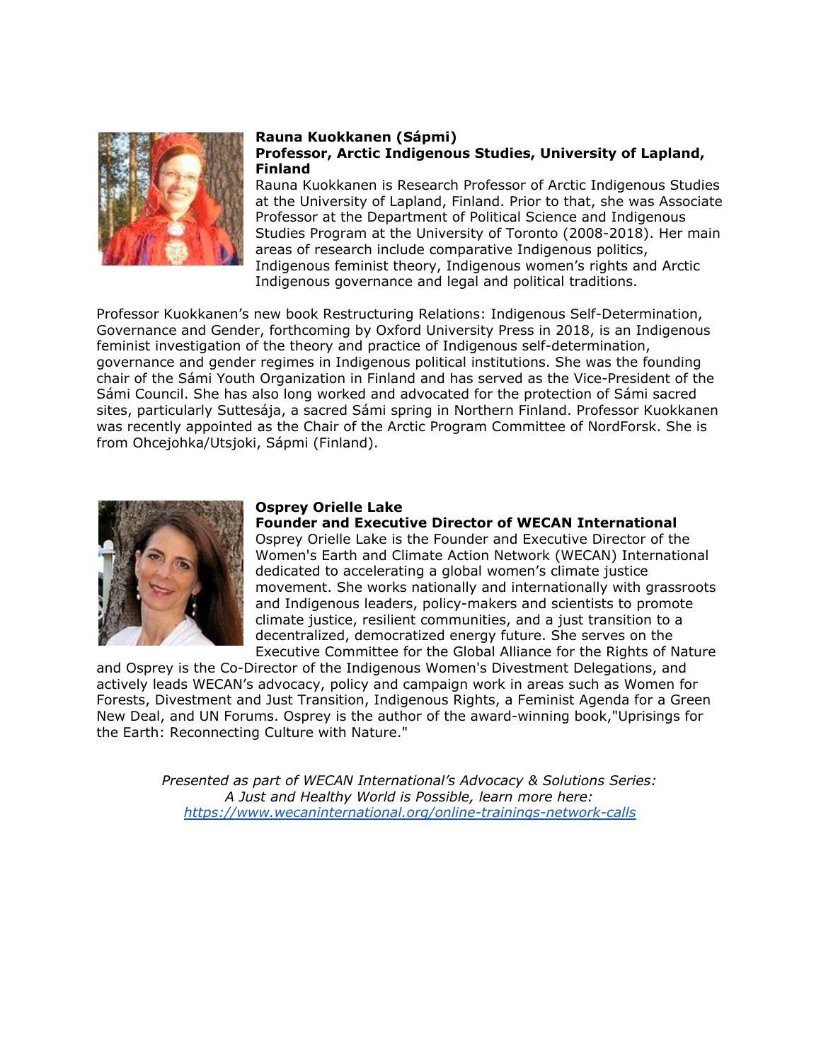**Rauna Kuokkanen (Sápmi)**
**Professor, Arctic Indigenous Studies, University of Lapland, Finland**

Rauna Kuokkanen is Research Professor of Arctic Indigenous Studies at the University of Lapland, Finland. Prior to that, she was Associate Professor at the Department of Political Science and Indigenous Studies Program at the University of Toronto (2008-2018). Her main areas of research include comparative Indigenous politics, Indigenous feminist theory, Indigenous women's rights and Arctic Indigenous governance and legal and political traditions.

Professor Kuokkanen's new book Restructuring Relations: Indigenous Self-Determination, Governance and Gender, forthcoming by Oxford University Press in 2018, is an Indigenous feminist investigation of the theory and practice of Indigenous self-determination, governance and gender regimes in Indigenous political institutions. She was the founding chair of the Sámi Youth Organization in Finland and has served as the Vice-President of the Sámi Council. She has also long worked and advocated for the protection of Sámi sacred sites, particularly Suttesája, a sacred Sámi spring in Northern Finland. Professor Kuokkanen was recently appointed as the Chair of the Arctic Program Committee of NordForsk. She is from Ohcejohka/Utsjoki, Sápmi (Finland).

**Osprey Orielle Lake**
**Founder and Executive Director of WECAN International**

Osprey Orielle Lake is the Founder and Executive Director of the Women's Earth and Climate Action Network (WECAN) International dedicated to accelerating a global women's climate justice movement. She works nationally and internationally with grassroots and Indigenous leaders, policy-makers and scientists to promote climate justice, resilient communities, and a just transition to a decentralized, democratized energy future. She serves on the Executive Committee for the Global Alliance for the Rights of Nature and Osprey is the Co-Director of the Indigenous Women's Divestment Delegations, and actively leads WECAN's advocacy, policy and campaign work in areas such as Women for Forests, Divestment and Just Transition, Indigenous Rights, a Feminist Agenda for a Green New Deal, and UN Forums. Osprey is the author of the award-winning book,"Uprisings for the Earth: Reconnecting Culture with Nature."

*Presented as part of WECAN International's Advocacy & Solutions Series: A Just and Healthy World is Possible, learn more here: https://www.wecaninternational.org/online-trainings-network-calls*